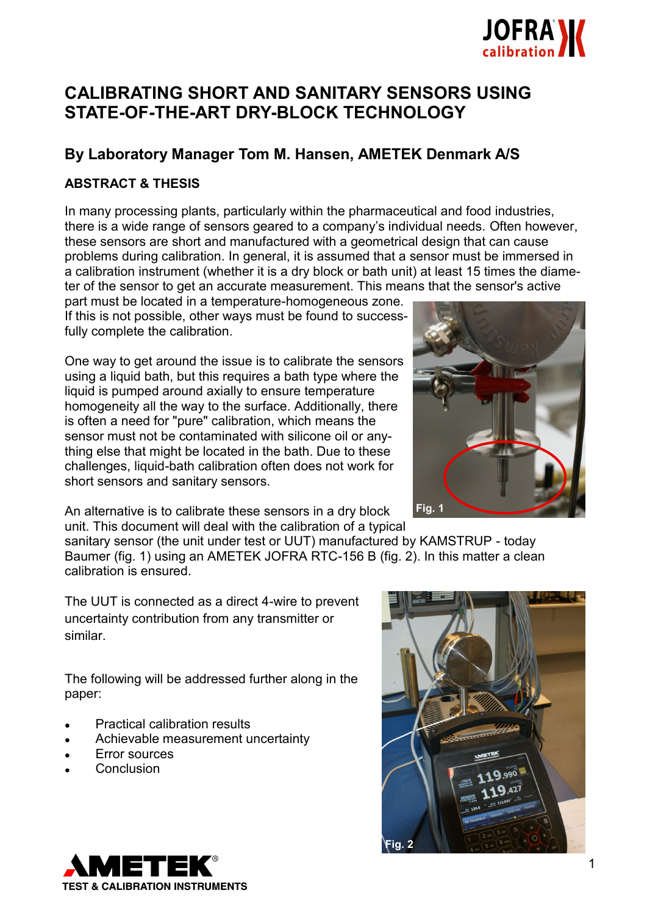# CALIBRATING SHORT AND SANITARY SENSORS USING STATE-OF-THE-ART DRY-BLOCK TECHNOLOGY

## By Laboratory Manager Tom M. Hansen, AMETEK Denmark A/S

### ABSTRACT & THESIS

In many processing plants, particularly within the pharmaceutical and food industries, there is a wide range of sensors geared to a company's individual needs. Often however, these sensors are short and manufactured with a geometrical design that can cause problems during calibration. In general, it is assumed that a sensor must be immersed in a calibration instrument (whether it is a dry block or bath unit) at least 15 times the diameter of the sensor to get an accurate measurement. This means that the sensor's active part must be located in a temperature-homogeneous zone. If this is not possible, other ways must be found to successfully complete the calibration.

One way to get around the issue is to calibrate the sensors using a liquid bath, but this requires a bath type where the liquid is pumped around axially to ensure temperature homogeneity all the way to the surface. Additionally, there is often a need for "pure" calibration, which means the sensor must not be contaminated with silicone oil or anything else that might be located in the bath. Due to these challenges, liquid-bath calibration often does not work for short sensors and sanitary sensors.

Fig. 1

An alternative is to calibrate these sensors in a dry block unit. This document will deal with the calibration of a typical sanitary sensor (the unit under test or UUT) manufactured by KAMSTRUP - today Baumer (fig. 1) using an AMETEK JOFRA RTC-156 B (fig. 2). In this matter a clean calibration is ensured.

The UUT is connected as a direct 4-wire to prevent uncertainty contribution from any transmitter or similar.

The following will be addressed further along in the paper:

- Practical calibration results
- Achievable measurement uncertainty
- Error sources
- Conclusion

Fig. 2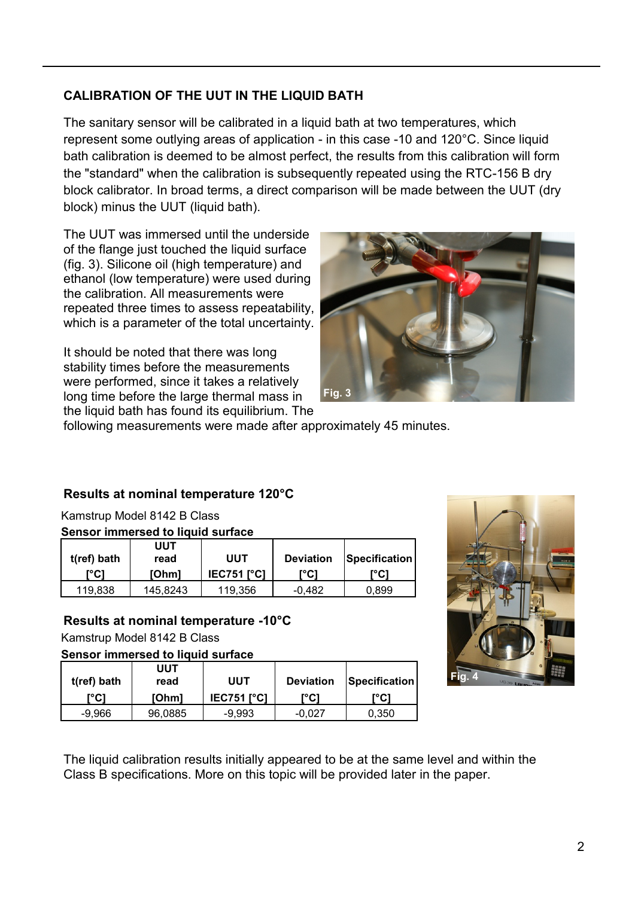## CALIBRATION OF THE UUT IN THE LIQUID BATH

The sanitary sensor will be calibrated in a liquid bath at two temperatures, which represent some outlying areas of application - in this case -10 and 120°C. Since liquid bath calibration is deemed to be almost perfect, the results from this calibration will form the "standard" when the calibration is subsequently repeated using the RTC-156 B dry block calibrator. In broad terms, a direct comparison will be made between the UUT (dry block) minus the UUT (liquid bath).

The UUT was immersed until the underside of the flange just touched the liquid surface (fig. 3). Silicone oil (high temperature) and ethanol (low temperature) were used during the calibration. All measurements were repeated three times to assess repeatability, which is a parameter of the total uncertainty.

Fig. 3

It should be noted that there was long stability times before the measurements were performed, since it takes a relatively long time before the large thermal mass in the liquid bath has found its equilibrium. The following measurements were made after approximately 45 minutes.

### Results at nominal temperature 120°C

Kamstrup Model 8142 B Class

**Sensor immersed to liquid surface**

| t(ref) bath [°C] | UUT read [Ohm] | UUT IEC751 [°C] | Deviation [°C] | Specification [°C] |
|---|---|---|---|---|
| 119,838 | 145,8243 | 119,356 | -0,482 | 0,899 |

### Results at nominal temperature -10°C

Kamstrup Model 8142 B Class

**Sensor immersed to liquid surface**

| t(ref) bath [°C] | UUT read [Ohm] | UUT IEC751 [°C] | Deviation [°C] | Specification [°C] |
|---|---|---|---|---|
| -9,966 | 96,0885 | -9,993 | -0,027 | 0,350 |

Fig. 4

The liquid calibration results initially appeared to be at the same level and within the Class B specifications. More on this topic will be provided later in the paper.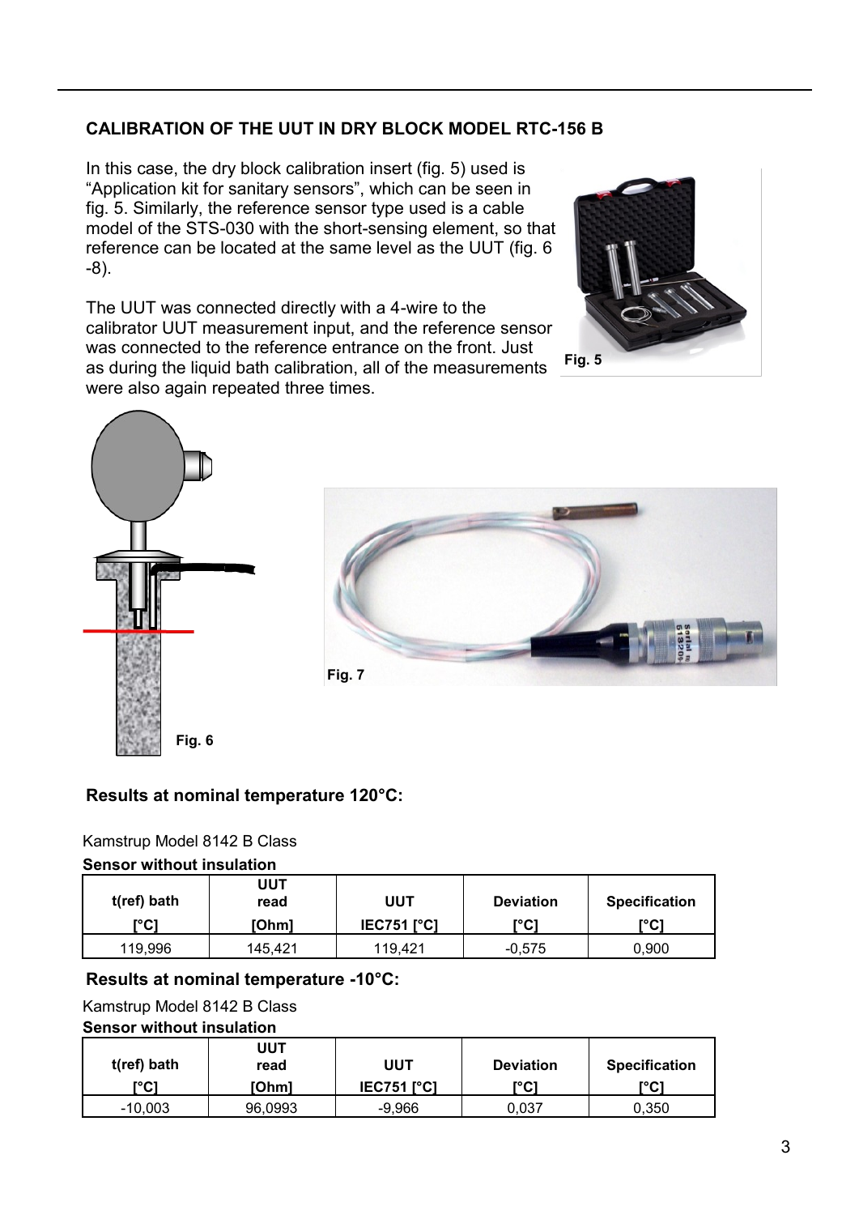## CALIBRATION OF THE UUT IN DRY BLOCK MODEL RTC-156 B

In this case, the dry block calibration insert (fig. 5) used is "Application kit for sanitary sensors", which can be seen in fig. 5. Similarly, the reference sensor type used is a cable model of the STS-030 with the short-sensing element, so that reference can be located at the same level as the UUT (fig. 6 -8).

The UUT was connected directly with a 4-wire to the calibrator UUT measurement input, and the reference sensor was connected to the reference entrance on the front. Just as during the liquid bath calibration, all of the measurements were also again repeated three times.

Fig. 5

Fig. 6

Fig. 7

### Results at nominal temperature 120°C:

Kamstrup Model 8142 B Class

**Sensor without insulation**

| t(ref) bath [°C] | UUT read [Ohm] | UUT IEC751 [°C] | Deviation [°C] | Specification [°C] |
|---|---|---|---|---|
| 119,996 | 145,421 | 119,421 | -0,575 | 0,900 |

### Results at nominal temperature -10°C:

Kamstrup Model 8142 B Class

**Sensor without insulation**

| t(ref) bath [°C] | UUT read [Ohm] | UUT IEC751 [°C] | Deviation [°C] | Specification [°C] |
|---|---|---|---|---|
| -10,003 | 96,0993 | -9,966 | 0,037 | 0,350 |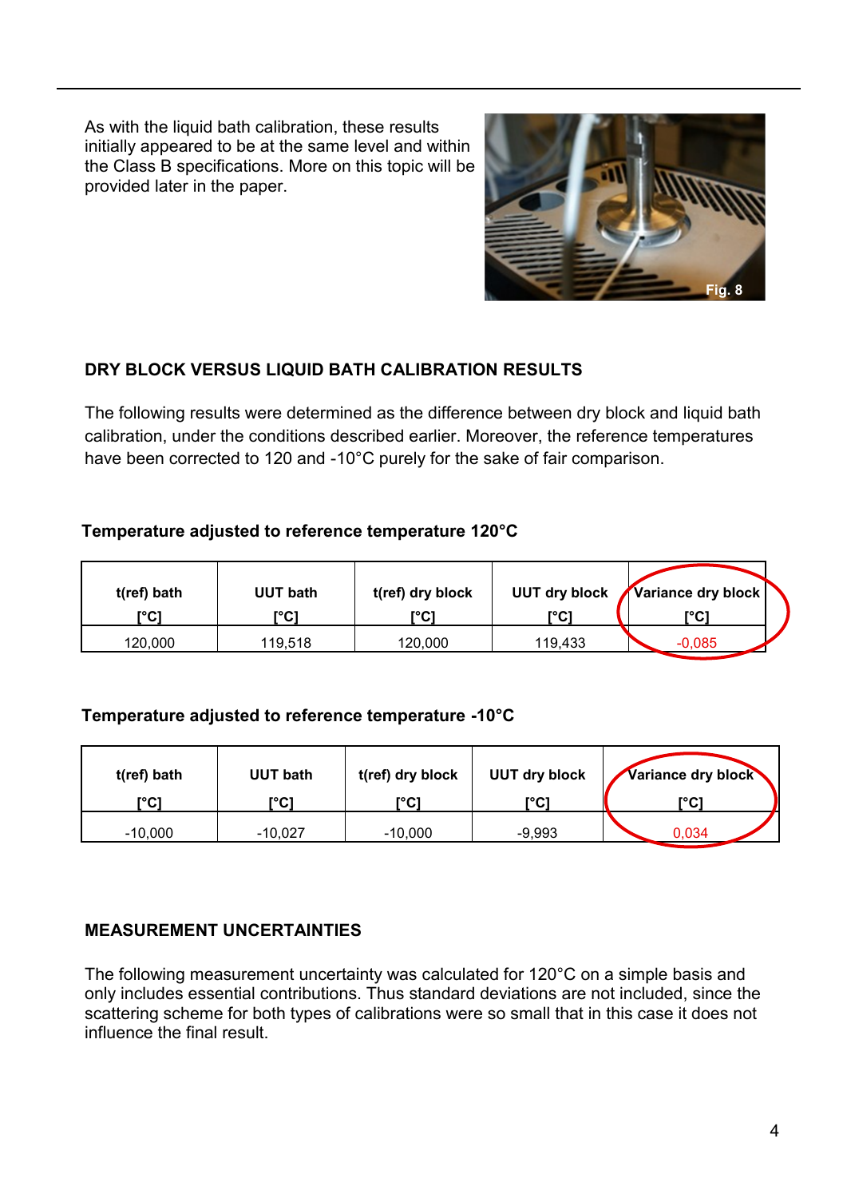As with the liquid bath calibration, these results initially appeared to be at the same level and within the Class B specifications. More on this topic will be provided later in the paper.

Fig. 8

## DRY BLOCK VERSUS LIQUID BATH CALIBRATION RESULTS

The following results were determined as the difference between dry block and liquid bath calibration, under the conditions described earlier. Moreover, the reference temperatures have been corrected to 120 and -10°C purely for the sake of fair comparison.

**Temperature adjusted to reference temperature 120°C**

| t(ref) bath [°C] | UUT bath [°C] | t(ref) dry block [°C] | UUT dry block [°C] | Variance dry block [°C] |
|---|---|---|---|---|
| 120,000 | 119,518 | 120,000 | 119,433 | -0,085 |

**Temperature adjusted to reference temperature -10°C**

| t(ref) bath [°C] | UUT bath [°C] | t(ref) dry block [°C] | UUT dry block [°C] | Variance dry block [°C] |
|---|---|---|---|---|
| -10,000 | -10,027 | -10,000 | -9,993 | 0,034 |

## MEASUREMENT UNCERTAINTIES

The following measurement uncertainty was calculated for 120°C on a simple basis and only includes essential contributions. Thus standard deviations are not included, since the scattering scheme for both types of calibrations were so small that in this case it does not influence the final result.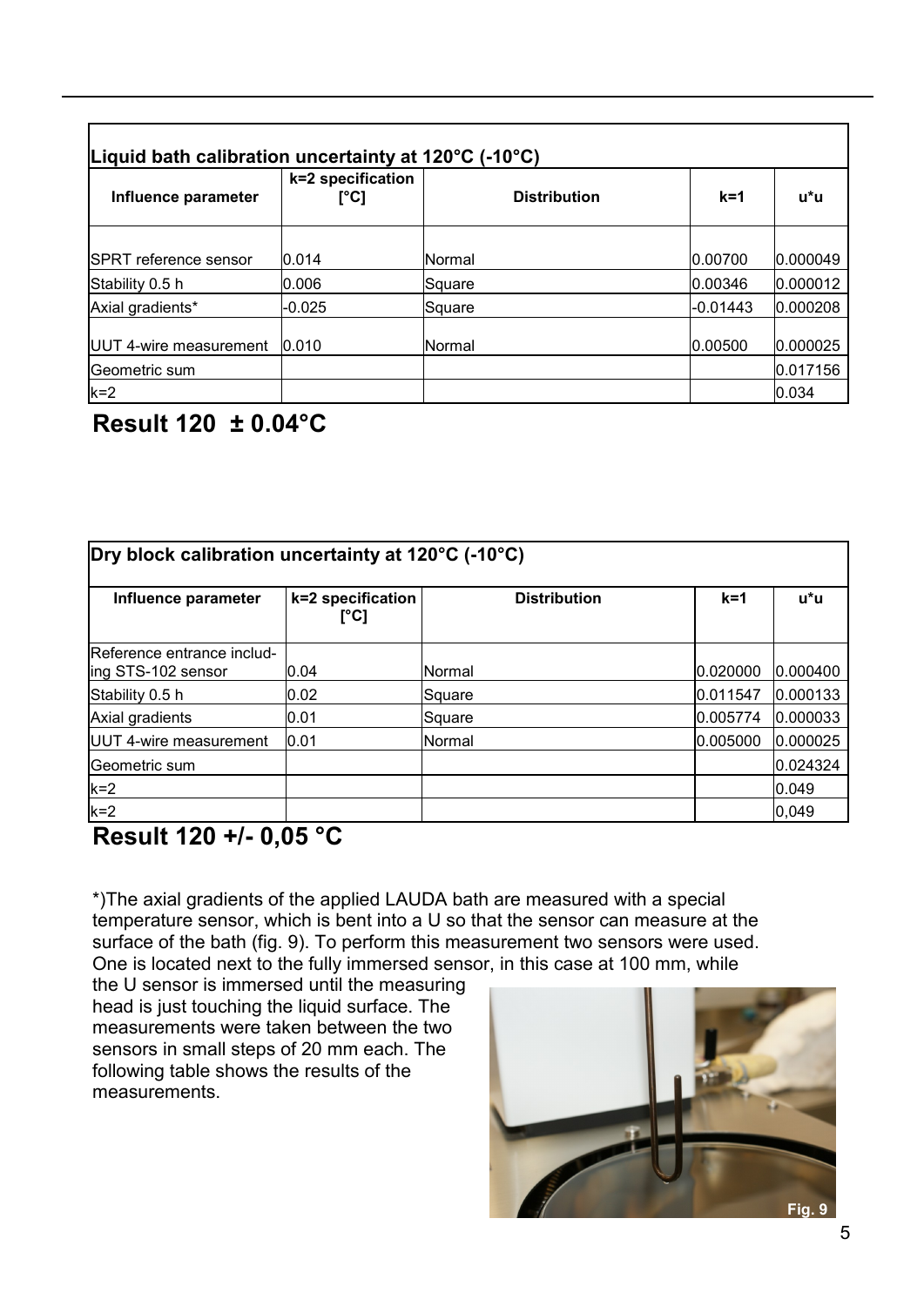| Liquid bath calibration uncertainty at 120°C (-10°C) | | | | |
|---|---|---|---|---|
| **Influence parameter** | **k=2 specification [°C]** | **Distribution** | **k=1** | **u*u** |
| SPRT reference sensor | 0.014 | Normal | 0.00700 | 0.000049 |
| Stability 0.5 h | 0.006 | Square | 0.00346 | 0.000012 |
| Axial gradients* | -0.025 | Square | -0.01443 | 0.000208 |
| UUT 4-wire measurement | 0.010 | Normal | 0.00500 | 0.000025 |
| Geometric sum | | | | 0.017156 |
| k=2 | | | | 0.034 |

**Result 120 ± 0.04°C**

| Dry block calibration uncertainty at 120°C (-10°C) | | | | |
|---|---|---|---|---|
| **Influence parameter** | **k=2 specification [°C]** | **Distribution** | **k=1** | **u*u** |
| Reference entrance including STS-102 sensor | 0.04 | Normal | 0.020000 | 0.000400 |
| Stability 0.5 h | 0.02 | Square | 0.011547 | 0.000133 |
| Axial gradients | 0.01 | Square | 0.005774 | 0.000033 |
| UUT 4-wire measurement | 0.01 | Normal | 0.005000 | 0.000025 |
| Geometric sum | | | | 0.024324 |
| k=2 | | | | 0.049 |
| k=2 | | | | 0,049 |

**Result 120 +/- 0,05 °C**

*)The axial gradients of the applied LAUDA bath are measured with a special temperature sensor, which is bent into a U so that the sensor can measure at the surface of the bath (fig. 9). To perform this measurement two sensors were used. One is located next to the fully immersed sensor, in this case at 100 mm, while the U sensor is immersed until the measuring head is just touching the liquid surface. The measurements were taken between the two sensors in small steps of 20 mm each. The following table shows the results of the measurements.

Fig. 9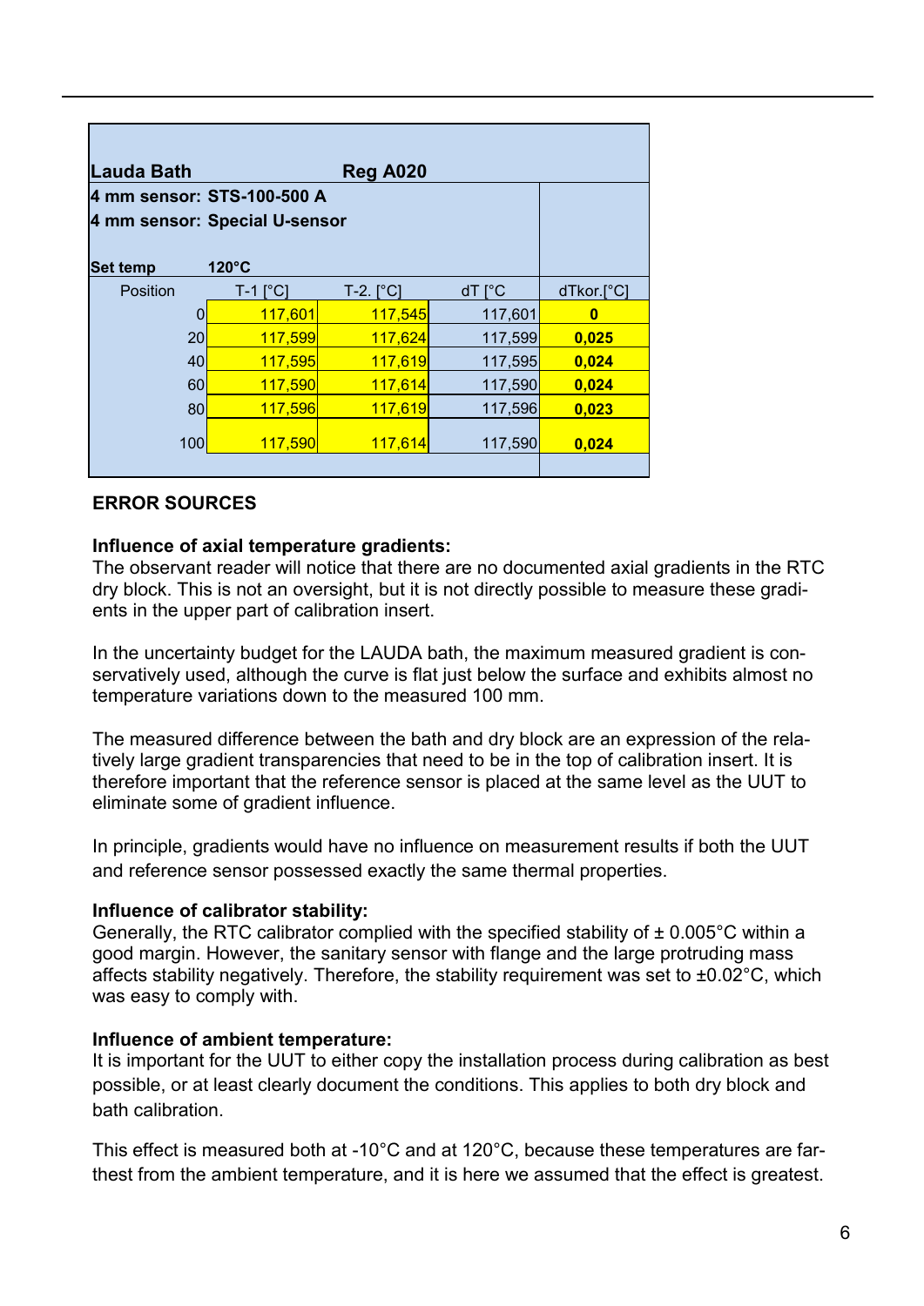| Lauda Bath | | Reg A020 | | |
|---|---|---|---|---|
| 4 mm sensor: STS-100-500 A | | | | |
| 4 mm sensor: Special U-sensor | | | | |
| Set temp | 120°C | | | |
| Position | T-1 [°C] | T-2. [°C] | dT [°C | dTkor.[°C] |
| 0 | 117,601 | 117,545 | 117,601 | **0** |
| 20 | 117,599 | 117,624 | 117,599 | **0,025** |
| 40 | 117,595 | 117,619 | 117,595 | **0,024** |
| 60 | 117,590 | 117,614 | 117,590 | **0,024** |
| 80 | 117,596 | 117,619 | 117,596 | **0,023** |
| 100 | 117,590 | 117,614 | 117,590 | **0,024** |

## ERROR SOURCES

**Influence of axial temperature gradients:**
The observant reader will notice that there are no documented axial gradients in the RTC dry block. This is not an oversight, but it is not directly possible to measure these gradients in the upper part of calibration insert.

In the uncertainty budget for the LAUDA bath, the maximum measured gradient is conservatively used, although the curve is flat just below the surface and exhibits almost no temperature variations down to the measured 100 mm.

The measured difference between the bath and dry block are an expression of the relatively large gradient transparencies that need to be in the top of calibration insert. It is therefore important that the reference sensor is placed at the same level as the UUT to eliminate some of gradient influence.

In principle, gradients would have no influence on measurement results if both the UUT and reference sensor possessed exactly the same thermal properties.

**Influence of calibrator stability:**
Generally, the RTC calibrator complied with the specified stability of ± 0.005°C within a good margin. However, the sanitary sensor with flange and the large protruding mass affects stability negatively. Therefore, the stability requirement was set to ±0.02°C, which was easy to comply with.

**Influence of ambient temperature:**
It is important for the UUT to either copy the installation process during calibration as best possible, or at least clearly document the conditions. This applies to both dry block and bath calibration.

This effect is measured both at -10°C and at 120°C, because these temperatures are farthest from the ambient temperature, and it is here we assumed that the effect is greatest.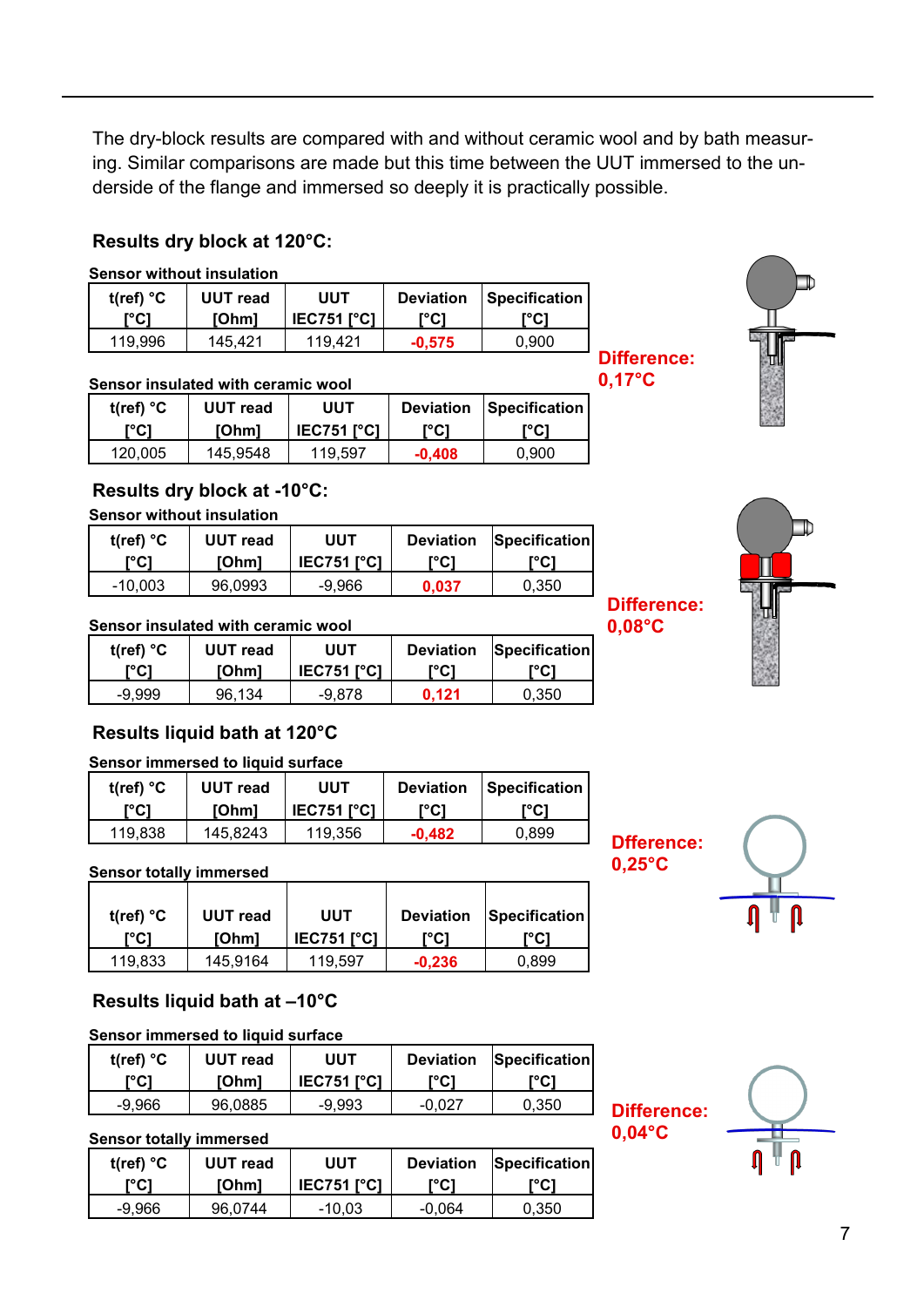The dry-block results are compared with and without ceramic wool and by bath measuring. Similar comparisons are made but this time between the UUT immersed to the underside of the flange and immersed so deeply it is practically possible.

## Results dry block at 120°C:

**Sensor without insulation**

| t(ref) °C [°C] | UUT read [Ohm] | UUT IEC751 [°C] | Deviation [°C] | Specification [°C] |
|---|---|---|---|---|
| 119,996 | 145,421 | 119,421 | **-0,575** | 0,900 |

**Difference: 0,17°C**

**Sensor insulated with ceramic wool**

| t(ref) °C [°C] | UUT read [Ohm] | UUT IEC751 [°C] | Deviation [°C] | Specification [°C] |
|---|---|---|---|---|
| 120,005 | 145,9548 | 119,597 | **-0,408** | 0,900 |

## Results dry block at -10°C:

**Sensor without insulation**

| t(ref) °C [°C] | UUT read [Ohm] | UUT IEC751 [°C] | Deviation [°C] | Specification [°C] |
|---|---|---|---|---|
| -10,003 | 96,0993 | -9,966 | **0,037** | 0,350 |

**Difference: 0,08°C**

**Sensor insulated with ceramic wool**

| t(ref) °C [°C] | UUT read [Ohm] | UUT IEC751 [°C] | Deviation [°C] | Specification [°C] |
|---|---|---|---|---|
| -9,999 | 96,134 | -9,878 | **0,121** | 0,350 |

## Results liquid bath at 120°C

**Sensor immersed to liquid surface**

| t(ref) °C [°C] | UUT read [Ohm] | UUT IEC751 [°C] | Deviation [°C] | Specification [°C] |
|---|---|---|---|---|
| 119,838 | 145,8243 | 119,356 | **-0,482** | 0,899 |

**Dfference: 0,25°C**

**Sensor totally immersed**

| t(ref) °C [°C] | UUT read [Ohm] | UUT IEC751 [°C] | Deviation [°C] | Specification [°C] |
|---|---|---|---|---|
| 119,833 | 145,9164 | 119,597 | **-0,236** | 0,899 |

## Results liquid bath at –10°C

**Sensor immersed to liquid surface**

| t(ref) °C [°C] | UUT read [Ohm] | UUT IEC751 [°C] | Deviation [°C] | Specification [°C] |
|---|---|---|---|---|
| -9,966 | 96,0885 | -9,993 | -0,027 | 0,350 |

**Difference: 0,04°C**

**Sensor totally immersed**

| t(ref) °C [°C] | UUT read [Ohm] | UUT IEC751 [°C] | Deviation [°C] | Specification [°C] |
|---|---|---|---|---|
| -9,966 | 96,0744 | -10,03 | -0,064 | 0,350 |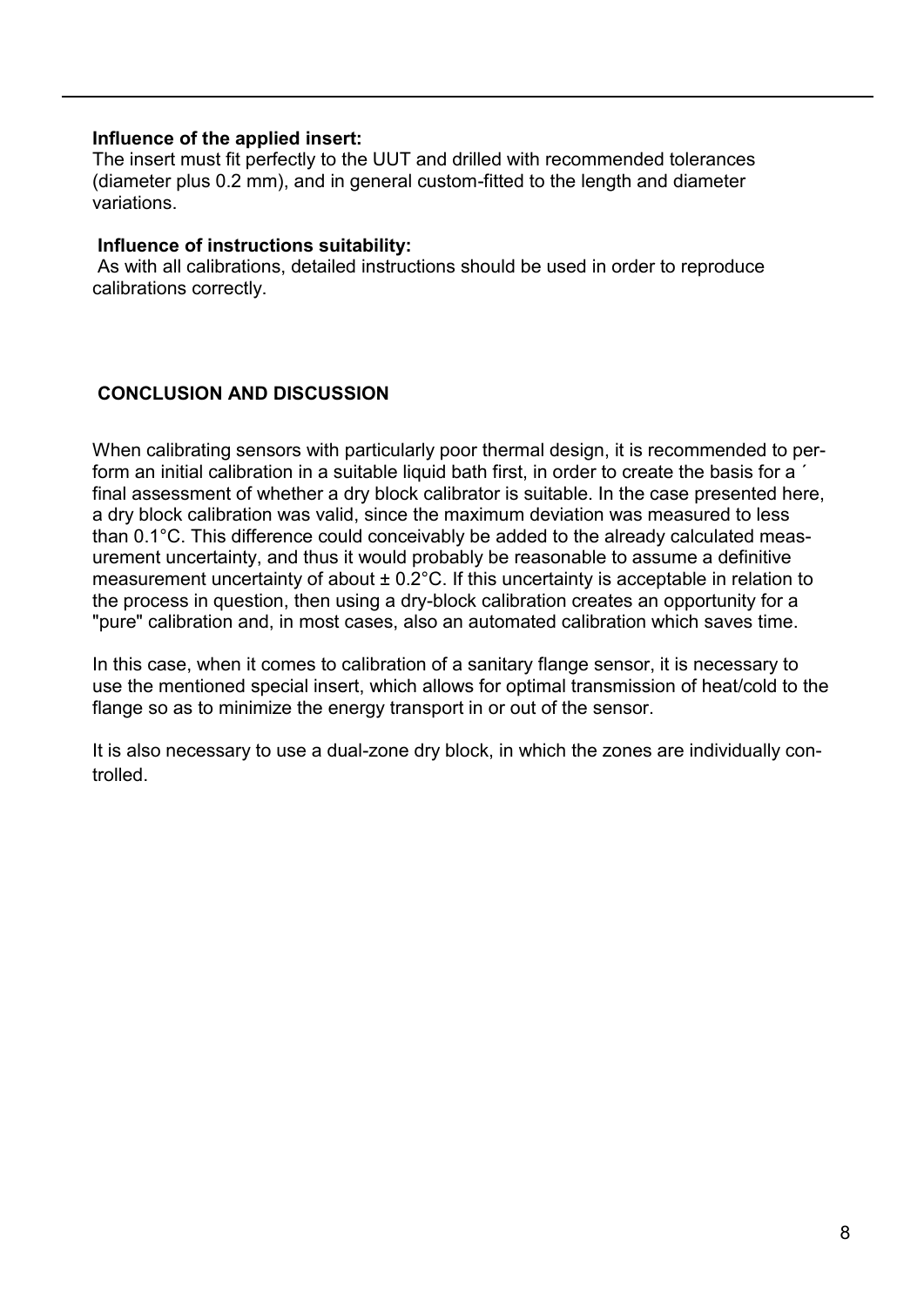**Influence of the applied insert:**
The insert must fit perfectly to the UUT and drilled with recommended tolerances (diameter plus 0.2 mm), and in general custom-fitted to the length and diameter variations.

**Influence of instructions suitability:**
As with all calibrations, detailed instructions should be used in order to reproduce calibrations correctly.

## CONCLUSION AND DISCUSSION

When calibrating sensors with particularly poor thermal design, it is recommended to perform an initial calibration in a suitable liquid bath first, in order to create the basis for a ´ final assessment of whether a dry block calibrator is suitable. In the case presented here, a dry block calibration was valid, since the maximum deviation was measured to less than 0.1°C. This difference could conceivably be added to the already calculated measurement uncertainty, and thus it would probably be reasonable to assume a definitive measurement uncertainty of about ± 0.2°C. If this uncertainty is acceptable in relation to the process in question, then using a dry-block calibration creates an opportunity for a "pure" calibration and, in most cases, also an automated calibration which saves time.

In this case, when it comes to calibration of a sanitary flange sensor, it is necessary to use the mentioned special insert, which allows for optimal transmission of heat/cold to the flange so as to minimize the energy transport in or out of the sensor.

It is also necessary to use a dual-zone dry block, in which the zones are individually controlled.